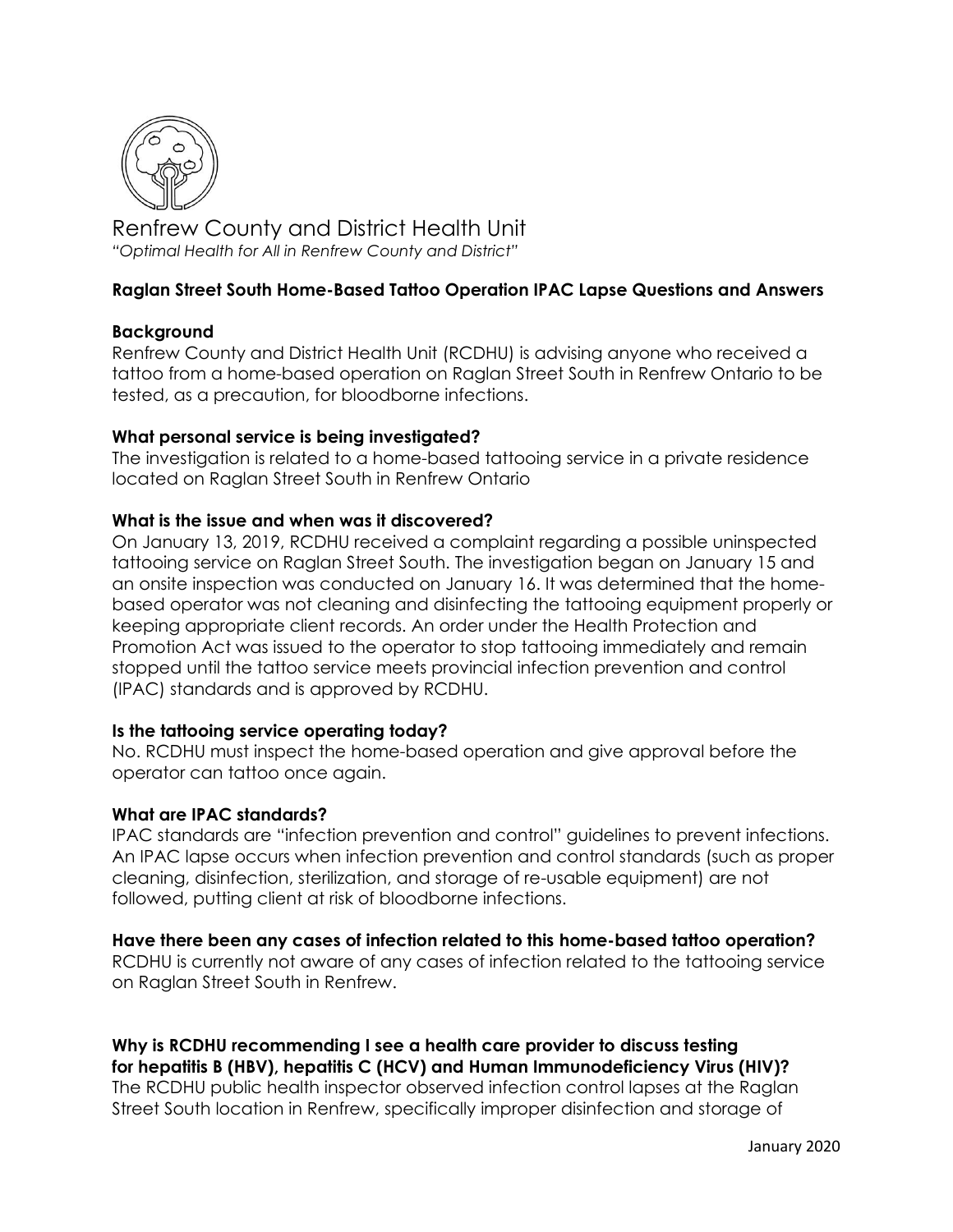Renfrew County and District Health Unit

*"Optimal Health for All in Renfrew County and District"*

## Raglan Street South Home-Based Tattoo Operation IPAC Lapse Questions and Answers

### Background

Renfrew County and District Health Unit (RCDHU) is advising anyone who received a tattoo from a home-based operation on Raglan Street South in Renfrew Ontario to be tested, as a precaution, for bloodborne infections.

### What personal service is being investigated?

The investigation is related to a home-based tattooing service in a private residence located on Raglan Street South in Renfrew Ontario

### What is the issue and when was it discovered?

On January 13, 2019, RCDHU received a complaint regarding a possible uninspected tattooing service on Raglan Street South. The investigation began on January 15 and an onsite inspection was conducted on January 16. It was determined that the home-based operator was not cleaning and disinfecting the tattooing equipment properly or keeping appropriate client records. An order under the Health Protection and Promotion Act was issued to the operator to stop tattooing immediately and remain stopped until the tattoo service meets provincial infection prevention and control (IPAC) standards and is approved by RCDHU.

### Is the tattooing service operating today?

No. RCDHU must inspect the home-based operation and give approval before the operator can tattoo once again.

### What are IPAC standards?

IPAC standards are "infection prevention and control" guidelines to prevent infections. An IPAC lapse occurs when infection prevention and control standards (such as proper cleaning, disinfection, sterilization, and storage of re-usable equipment) are not followed, putting client at risk of bloodborne infections.

### Have there been any cases of infection related to this home-based tattoo operation?

RCDHU is currently not aware of any cases of infection related to the tattooing service on Raglan Street South in Renfrew.

### Why is RCDHU recommending I see a health care provider to discuss testing for hepatitis B (HBV), hepatitis C (HCV) and Human Immunodeficiency Virus (HIV)?

The RCDHU public health inspector observed infection control lapses at the Raglan Street South location in Renfrew, specifically improper disinfection and storage of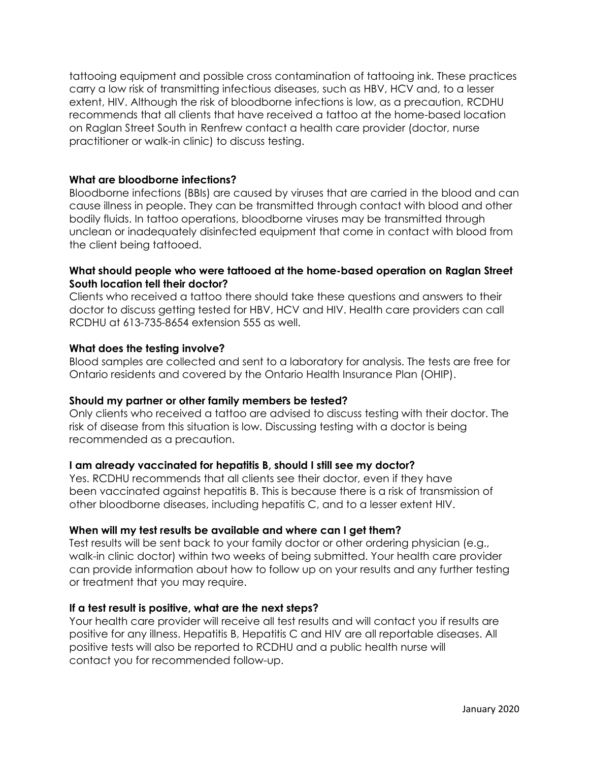tattooing equipment and possible cross contamination of tattooing ink. These practices carry a low risk of transmitting infectious diseases, such as HBV, HCV and, to a lesser extent, HIV. Although the risk of bloodborne infections is low, as a precaution, RCDHU recommends that all clients that have received a tattoo at the home-based location on Raglan Street South in Renfrew contact a health care provider (doctor, nurse practitioner or walk-in clinic) to discuss testing.

**What are bloodborne infections?**

Bloodborne infections (BBIs) are caused by viruses that are carried in the blood and can cause illness in people. They can be transmitted through contact with blood and other bodily fluids. In tattoo operations, bloodborne viruses may be transmitted through unclean or inadequately disinfected equipment that come in contact with blood from the client being tattooed.

**What should people who were tattooed at the home-based operation on Raglan Street South location tell their doctor?**

Clients who received a tattoo there should take these questions and answers to their doctor to discuss getting tested for HBV, HCV and HIV. Health care providers can call RCDHU at 613-735-8654 extension 555 as well.

**What does the testing involve?**

Blood samples are collected and sent to a laboratory for analysis. The tests are free for Ontario residents and covered by the Ontario Health Insurance Plan (OHIP).

**Should my partner or other family members be tested?**

Only clients who received a tattoo are advised to discuss testing with their doctor. The risk of disease from this situation is low. Discussing testing with a doctor is being recommended as a precaution.

**I am already vaccinated for hepatitis B, should I still see my doctor?**

Yes. RCDHU recommends that all clients see their doctor, even if they have been vaccinated against hepatitis B. This is because there is a risk of transmission of other bloodborne diseases, including hepatitis C, and to a lesser extent HIV.

**When will my test results be available and where can I get them?**

Test results will be sent back to your family doctor or other ordering physician (e.g., walk-in clinic doctor) within two weeks of being submitted. Your health care provider can provide information about how to follow up on your results and any further testing or treatment that you may require.

**If a test result is positive, what are the next steps?**

Your health care provider will receive all test results and will contact you if results are positive for any illness. Hepatitis B, Hepatitis C and HIV are all reportable diseases. All positive tests will also be reported to RCDHU and a public health nurse will contact you for recommended follow-up.

January 2020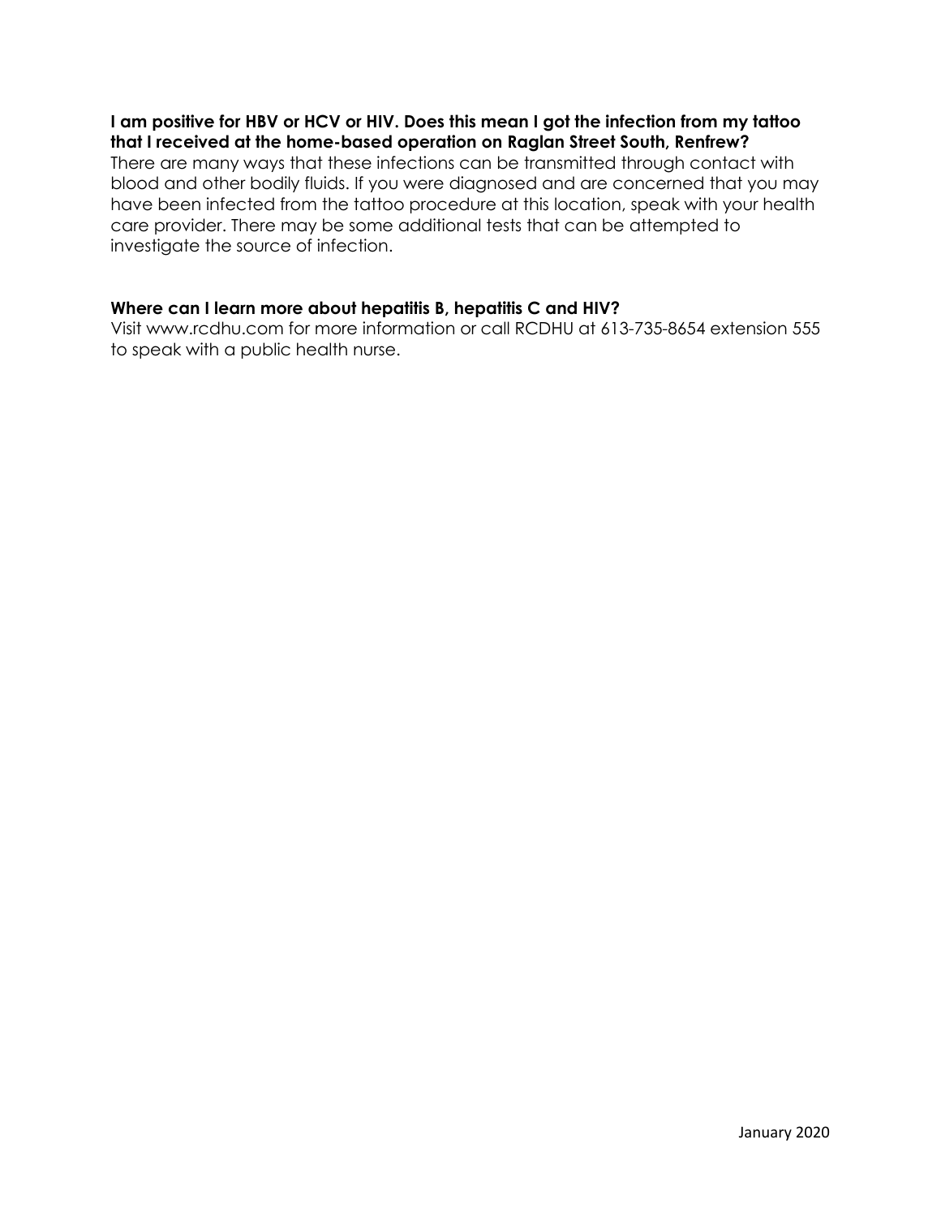**I am positive for HBV or HCV or HIV. Does this mean I got the infection from my tattoo that I received at the home-based operation on Raglan Street South, Renfrew?**

There are many ways that these infections can be transmitted through contact with blood and other bodily fluids. If you were diagnosed and are concerned that you may have been infected from the tattoo procedure at this location, speak with your health care provider. There may be some additional tests that can be attempted to investigate the source of infection.

**Where can I learn more about hepatitis B, hepatitis C and HIV?**

Visit www.rcdhu.com for more information or call RCDHU at 613-735-8654 extension 555 to speak with a public health nurse.

January 2020